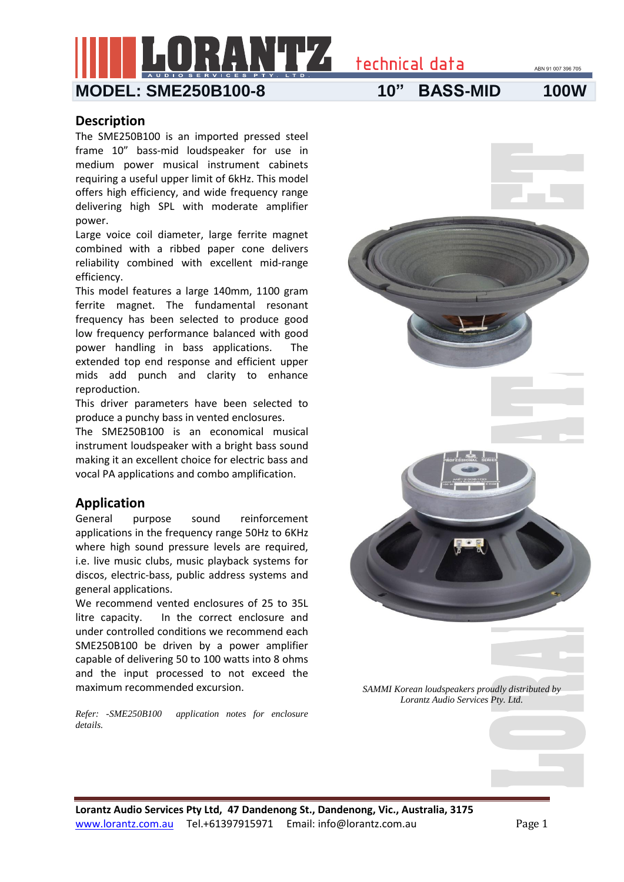# LORANTZ AUDIO SERVICES PTY. LTD. technical data

ABN 91 007 396 705

## MODEL: SME250B100-8 10" BASS-MID 100W

## Description

The SME250B100 is an imported pressed steel frame 10" bass-mid loudspeaker for use in medium power musical instrument cabinets requiring a useful upper limit of 6kHz. This model offers high efficiency, and wide frequency range delivering high SPL with moderate amplifier power.

Large voice coil diameter, large ferrite magnet combined with a ribbed paper cone delivers reliability combined with excellent mid-range efficiency.

This model features a large 140mm, 1100 gram ferrite magnet. The fundamental resonant frequency has been selected to produce good low frequency performance balanced with good power handling in bass applications. The extended top end response and efficient upper mids add punch and clarity to enhance reproduction.

This driver parameters have been selected to produce a punchy bass in vented enclosures.

The SME250B100 is an economical musical instrument loudspeaker with a bright bass sound making it an excellent choice for electric bass and vocal PA applications and combo amplification.

## Application

General purpose sound reinforcement applications in the frequency range 50Hz to 6KHz where high sound pressure levels are required, i.e. live music clubs, music playback systems for discos, electric-bass, public address systems and general applications.

We recommend vented enclosures of 25 to 35L litre capacity. In the correct enclosure and under controlled conditions we recommend each SME250B100 be driven by a power amplifier capable of delivering 50 to 100 watts into 8 ohms and the input processed to not exceed the maximum recommended excursion.

*Refer: -SME250B100 application notes for enclosure details.*

*SAMMI Korean loudspeakers proudly distributed by Lorantz Audio Services Pty. Ltd.*

**Lorantz Audio Services Pty Ltd, 47 Dandenong St., Dandenong, Vic., Australia, 3175**

www.lorantz.com.au Tel.+61397915971 Email: info@lorantz.com.au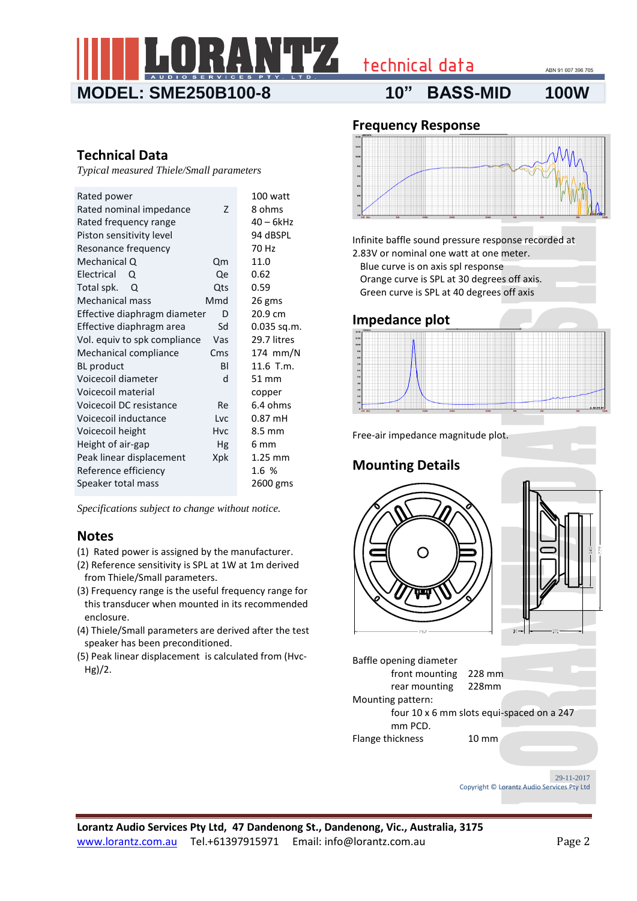# MODEL: SME250B100-8 10" BASS-MID 100W

technical data

## Technical Data

*Typical measured Thiele/Small parameters*

| | | |
|---|---|---|
| Rated power | | 100 watt |
| Rated nominal impedance | Z | 8 ohms |
| Rated frequency range | | 40 – 6kHz |
| Piston sensitivity level | | 94 dBSPL |
| Resonance frequency | | 70 Hz |
| Mechanical Q | Qm | 11.0 |
| Electrical Q | Qe | 0.62 |
| Total spk. Q | Qts | 0.59 |
| Mechanical mass | Mmd | 26 gms |
| Effective diaphragm diameter | D | 20.9 cm |
| Effective diaphragm area | Sd | 0.035 sq.m. |
| Vol. equiv to spk compliance | Vas | 29.7 litres |
| Mechanical compliance | Cms | 174 mm/N |
| BL product | Bl | 11.6 T.m. |
| Voicecoil diameter | d | 51 mm |
| Voicecoil material | | copper |
| Voicecoil DC resistance | Re | 6.4 ohms |
| Voicecoil inductance | Lvc | 0.87 mH |
| Voicecoil height | Hvc | 8.5 mm |
| Height of air-gap | Hg | 6 mm |
| Peak linear displacement | Xpk | 1.25 mm |
| Reference efficiency | | 1.6 % |
| Speaker total mass | | 2600 gms |

*Specifications subject to change without notice.*

## Notes

(1) Rated power is assigned by the manufacturer.
(2) Reference sensitivity is SPL at 1W at 1m derived from Thiele/Small parameters.
(3) Frequency range is the useful frequency range for this transducer when mounted in its recommended enclosure.
(4) Thiele/Small parameters are derived after the test speaker has been preconditioned.
(5) Peak linear displacement is calculated from (Hvc-Hg)/2.

## Frequency Response

Infinite baffle sound pressure response recorded at 2.83V or nominal one watt at one meter.
Blue curve is on axis spl response
Orange curve is SPL at 30 degrees off axis.
Green curve is SPL at 40 degrees off axis

## Impedance plot

Free-air impedance magnitude plot.

## Mounting Details

Baffle opening diameter
front mounting 228 mm
rear mounting 228mm
Mounting pattern:
four 10 x 6 mm slots equi-spaced on a 247 mm PCD.
Flange thickness 10 mm

29-11-2017
Copyright © Lorantz Audio Services Pty Ltd

**Lorantz Audio Services Pty Ltd, 47 Dandenong St., Dandenong, Vic., Australia, 3175**
www.lorantz.com.au Tel.+61397915971 Email: info@lorantz.com.au